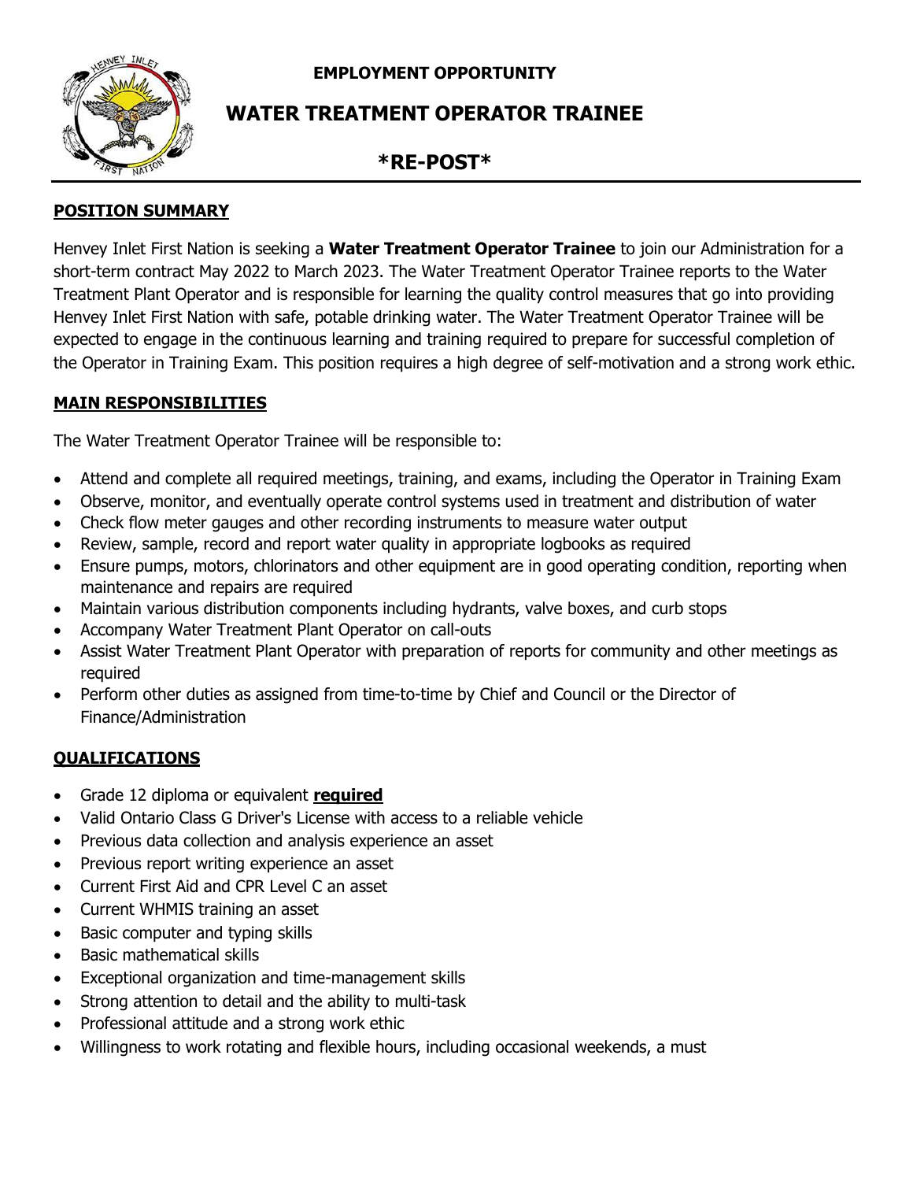**EMPLOYMENT OPPORTUNITY**

# WATER TREATMENT OPERATOR TRAINEE

## *RE-POST*

## POSITION SUMMARY

Henvey Inlet First Nation is seeking a **Water Treatment Operator Trainee** to join our Administration for a short-term contract May 2022 to March 2023. The Water Treatment Operator Trainee reports to the Water Treatment Plant Operator and is responsible for learning the quality control measures that go into providing Henvey Inlet First Nation with safe, potable drinking water. The Water Treatment Operator Trainee will be expected to engage in the continuous learning and training required to prepare for successful completion of the Operator in Training Exam. This position requires a high degree of self-motivation and a strong work ethic.

## MAIN RESPONSIBILITIES

The Water Treatment Operator Trainee will be responsible to:

- Attend and complete all required meetings, training, and exams, including the Operator in Training Exam
- Observe, monitor, and eventually operate control systems used in treatment and distribution of water
- Check flow meter gauges and other recording instruments to measure water output
- Review, sample, record and report water quality in appropriate logbooks as required
- Ensure pumps, motors, chlorinators and other equipment are in good operating condition, reporting when maintenance and repairs are required
- Maintain various distribution components including hydrants, valve boxes, and curb stops
- Accompany Water Treatment Plant Operator on call-outs
- Assist Water Treatment Plant Operator with preparation of reports for community and other meetings as required
- Perform other duties as assigned from time-to-time by Chief and Council or the Director of Finance/Administration

## QUALIFICATIONS

- Grade 12 diploma or equivalent **required**
- Valid Ontario Class G Driver's License with access to a reliable vehicle
- Previous data collection and analysis experience an asset
- Previous report writing experience an asset
- Current First Aid and CPR Level C an asset
- Current WHMIS training an asset
- Basic computer and typing skills
- Basic mathematical skills
- Exceptional organization and time-management skills
- Strong attention to detail and the ability to multi-task
- Professional attitude and a strong work ethic
- Willingness to work rotating and flexible hours, including occasional weekends, a must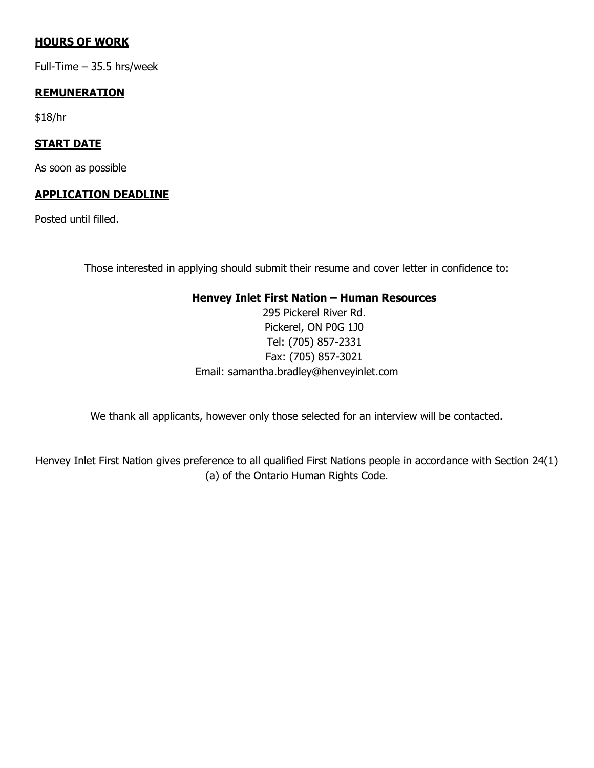## HOURS OF WORK

Full-Time – 35.5 hrs/week

## REMUNERATION

$18/hr

## START DATE

As soon as possible

## APPLICATION DEADLINE

Posted until filled.

Those interested in applying should submit their resume and cover letter in confidence to:

**Henvey Inlet First Nation – Human Resources**
295 Pickerel River Rd.
Pickerel, ON P0G 1J0
Tel: (705) 857-2331
Fax: (705) 857-3021
Email: samantha.bradley@henveyinlet.com

We thank all applicants, however only those selected for an interview will be contacted.

Henvey Inlet First Nation gives preference to all qualified First Nations people in accordance with Section 24(1)(a) of the Ontario Human Rights Code.